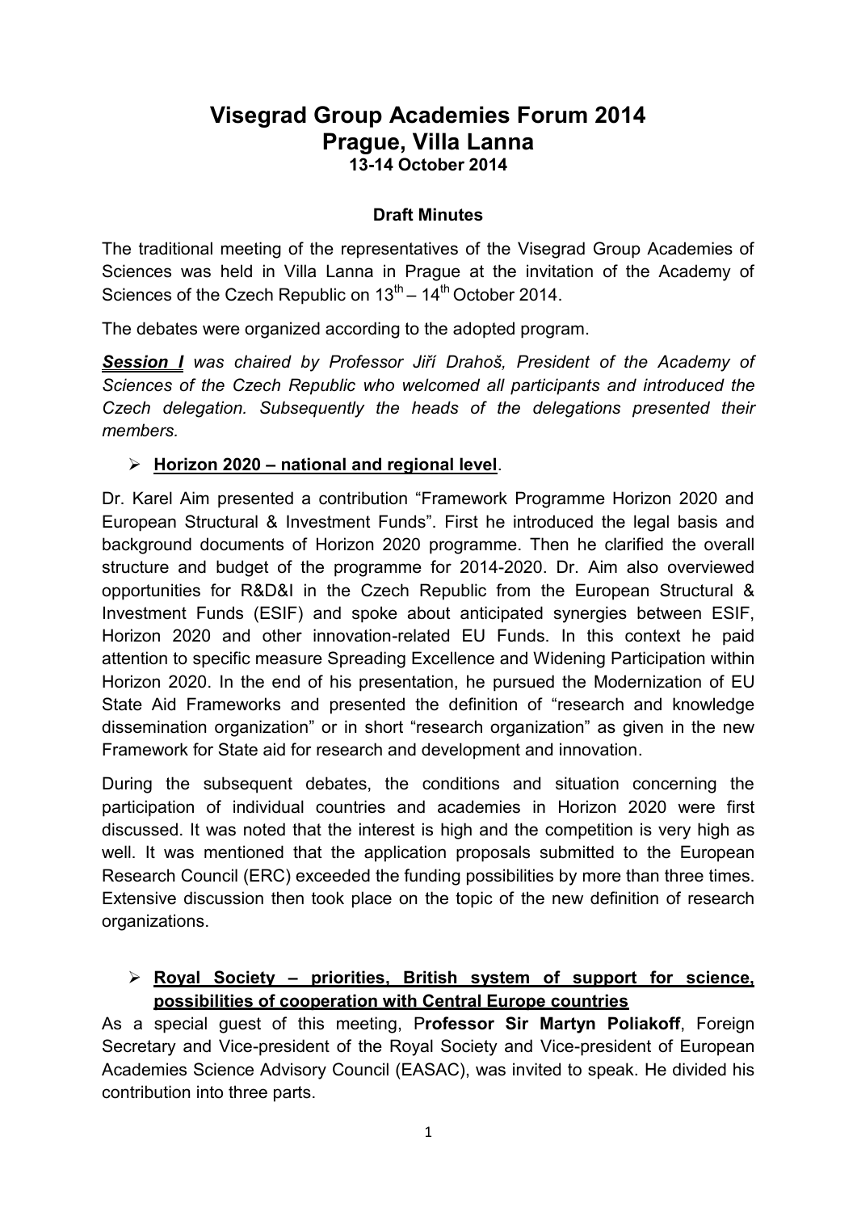# Visegrad Group Academies Forum 2014
# Prague, Villa Lanna
### 13-14 October 2014

### Draft Minutes

The traditional meeting of the representatives of the Visegrad Group Academies of Sciences was held in Villa Lanna in Prague at the invitation of the Academy of Sciences of the Czech Republic on 13th – 14th October 2014.

The debates were organized according to the adopted program.

***Session I*** *was chaired by Professor Jiří Drahoš, President of the Academy of Sciences of the Czech Republic who welcomed all participants and introduced the Czech delegation. Subsequently the heads of the delegations presented their members.*

- **Horizon 2020 – national and regional level**.

Dr. Karel Aim presented a contribution "Framework Programme Horizon 2020 and European Structural & Investment Funds". First he introduced the legal basis and background documents of Horizon 2020 programme. Then he clarified the overall structure and budget of the programme for 2014-2020. Dr. Aim also overviewed opportunities for R&D&I in the Czech Republic from the European Structural & Investment Funds (ESIF) and spoke about anticipated synergies between ESIF, Horizon 2020 and other innovation-related EU Funds. In this context he paid attention to specific measure Spreading Excellence and Widening Participation within Horizon 2020. In the end of his presentation, he pursued the Modernization of EU State Aid Frameworks and presented the definition of "research and knowledge dissemination organization" or in short "research organization" as given in the new Framework for State aid for research and development and innovation.

During the subsequent debates, the conditions and situation concerning the participation of individual countries and academies in Horizon 2020 were first discussed. It was noted that the interest is high and the competition is very high as well. It was mentioned that the application proposals submitted to the European Research Council (ERC) exceeded the funding possibilities by more than three times. Extensive discussion then took place on the topic of the new definition of research organizations.

- **Royal Society – priorities, British system of support for science, possibilities of cooperation with Central Europe countries**

As a special guest of this meeting, P**rofessor Sir Martyn Poliakoff**, Foreign Secretary and Vice-president of the Royal Society and Vice-president of European Academies Science Advisory Council (EASAC), was invited to speak. He divided his contribution into three parts.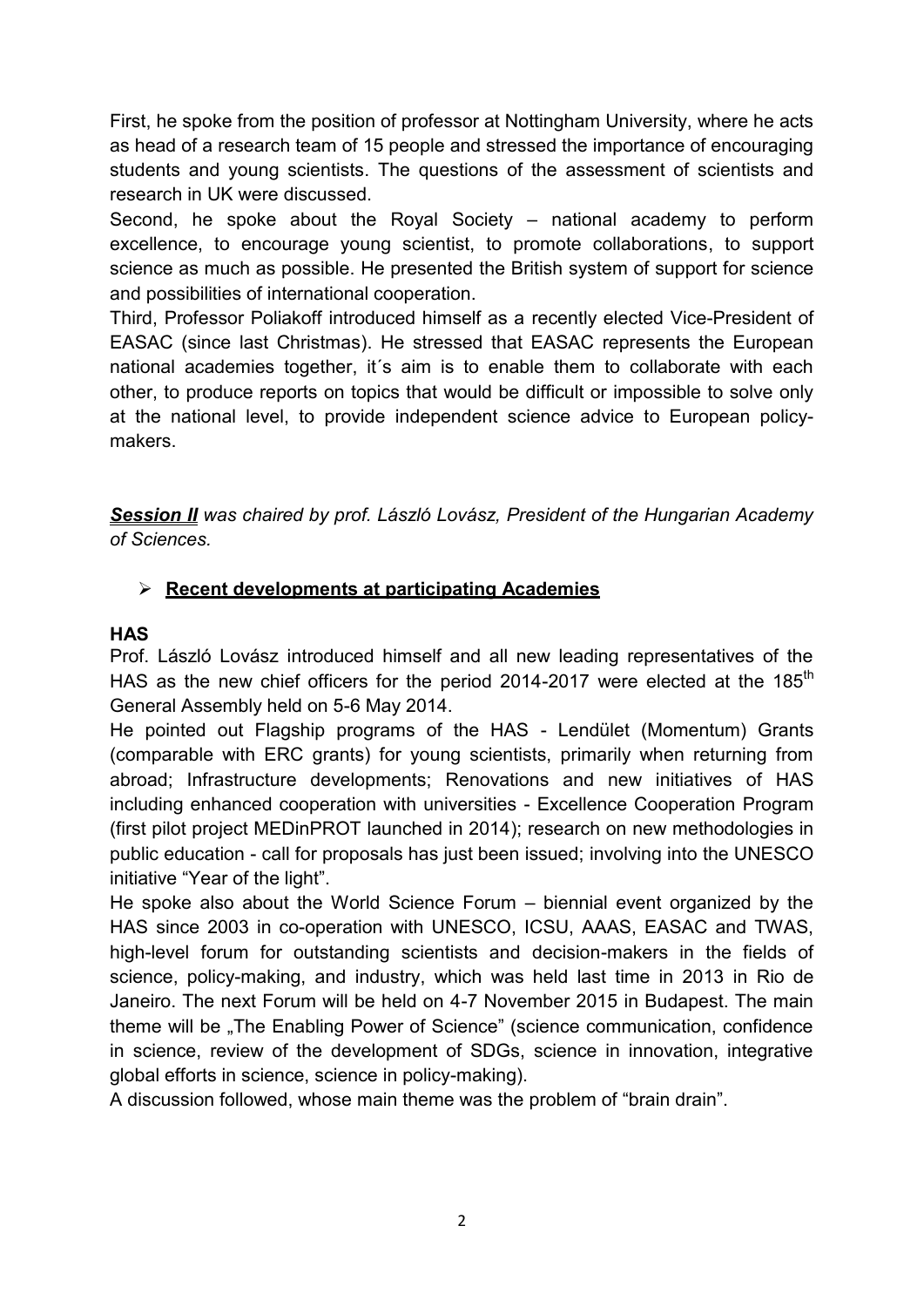First, he spoke from the position of professor at Nottingham University, where he acts as head of a research team of 15 people and stressed the importance of encouraging students and young scientists. The questions of the assessment of scientists and research in UK were discussed.

Second, he spoke about the Royal Society – national academy to perform excellence, to encourage young scientist, to promote collaborations, to support science as much as possible. He presented the British system of support for science and possibilities of international cooperation.

Third, Professor Poliakoff introduced himself as a recently elected Vice-President of EASAC (since last Christmas). He stressed that EASAC represents the European national academies together, it´s aim is to enable them to collaborate with each other, to produce reports on topics that would be difficult or impossible to solve only at the national level, to provide independent science advice to European policy-makers.

***Session II*** *was chaired by prof. László Lovász, President of the Hungarian Academy of Sciences.*

- **Recent developments at participating Academies**

**HAS**

Prof. László Lovász introduced himself and all new leading representatives of the HAS as the new chief officers for the period 2014-2017 were elected at the 185th General Assembly held on 5-6 May 2014.

He pointed out Flagship programs of the HAS - Lendület (Momentum) Grants (comparable with ERC grants) for young scientists, primarily when returning from abroad; Infrastructure developments; Renovations and new initiatives of HAS including enhanced cooperation with universities - Excellence Cooperation Program (first pilot project MEDinPROT launched in 2014); research on new methodologies in public education - call for proposals has just been issued; involving into the UNESCO initiative "Year of the light".

He spoke also about the World Science Forum – biennial event organized by the HAS since 2003 in co-operation with UNESCO, ICSU, AAAS, EASAC and TWAS, high-level forum for outstanding scientists and decision-makers in the fields of science, policy-making, and industry, which was held last time in 2013 in Rio de Janeiro. The next Forum will be held on 4-7 November 2015 in Budapest. The main theme will be „The Enabling Power of Science" (science communication, confidence in science, review of the development of SDGs, science in innovation, integrative global efforts in science, science in policy-making).

A discussion followed, whose main theme was the problem of "brain drain".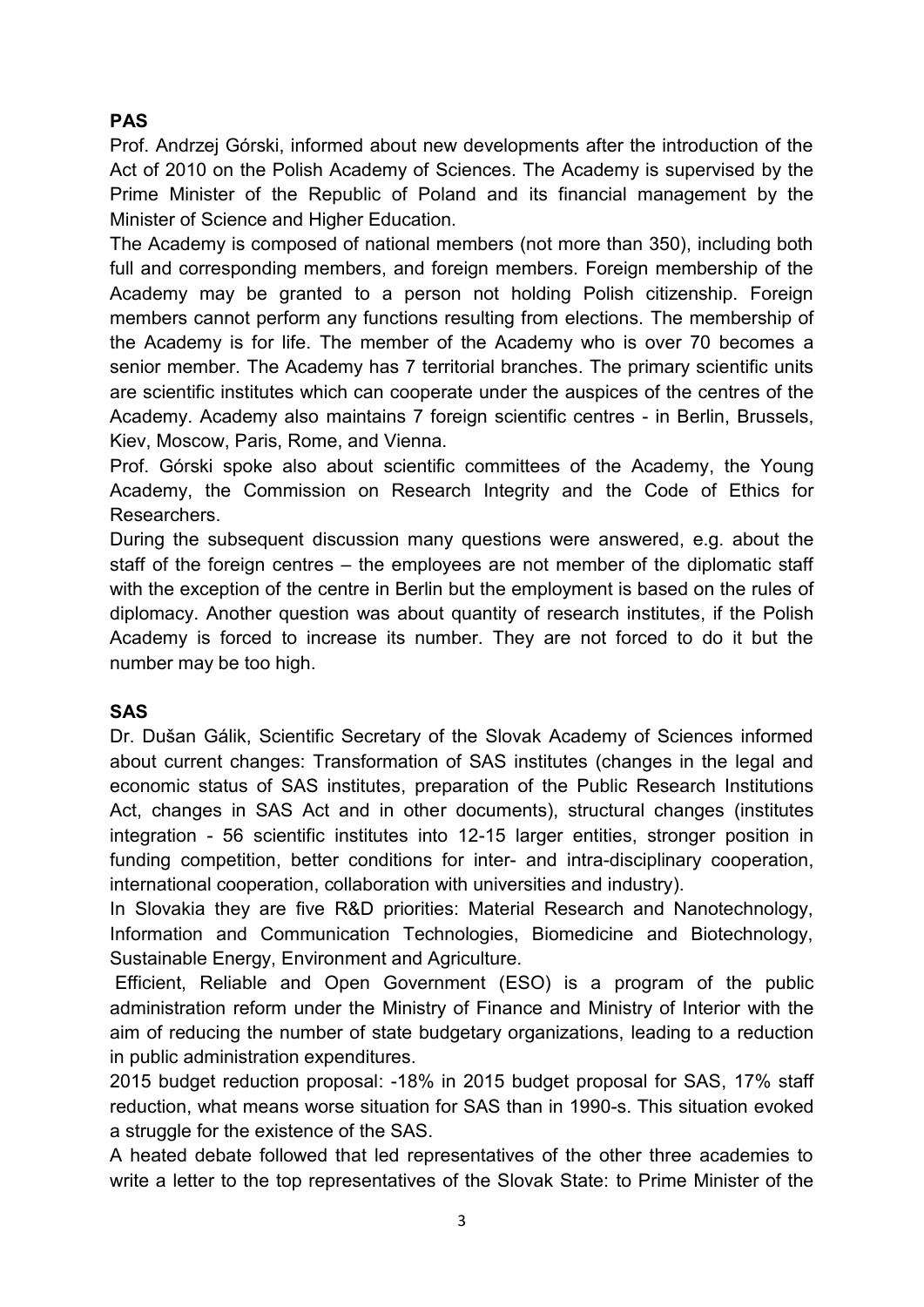**PAS**

Prof. Andrzej Górski, informed about new developments after the introduction of the Act of 2010 on the Polish Academy of Sciences. The Academy is supervised by the Prime Minister of the Republic of Poland and its financial management by the Minister of Science and Higher Education.

The Academy is composed of national members (not more than 350), including both full and corresponding members, and foreign members. Foreign membership of the Academy may be granted to a person not holding Polish citizenship. Foreign members cannot perform any functions resulting from elections. The membership of the Academy is for life. The member of the Academy who is over 70 becomes a senior member. The Academy has 7 territorial branches. The primary scientific units are scientific institutes which can cooperate under the auspices of the centres of the Academy. Academy also maintains 7 foreign scientific centres - in Berlin, Brussels, Kiev, Moscow, Paris, Rome, and Vienna.

Prof. Górski spoke also about scientific committees of the Academy, the Young Academy, the Commission on Research Integrity and the Code of Ethics for Researchers.

During the subsequent discussion many questions were answered, e.g. about the staff of the foreign centres – the employees are not member of the diplomatic staff with the exception of the centre in Berlin but the employment is based on the rules of diplomacy. Another question was about quantity of research institutes, if the Polish Academy is forced to increase its number. They are not forced to do it but the number may be too high.

**SAS**

Dr. Dušan Gálik, Scientific Secretary of the Slovak Academy of Sciences informed about current changes: Transformation of SAS institutes (changes in the legal and economic status of SAS institutes, preparation of the Public Research Institutions Act, changes in SAS Act and in other documents), structural changes (institutes integration - 56 scientific institutes into 12-15 larger entities, stronger position in funding competition, better conditions for inter- and intra-disciplinary cooperation, international cooperation, collaboration with universities and industry).

In Slovakia they are five R&D priorities: Material Research and Nanotechnology, Information and Communication Technologies, Biomedicine and Biotechnology, Sustainable Energy, Environment and Agriculture.

Efficient, Reliable and Open Government (ESO) is a program of the public administration reform under the Ministry of Finance and Ministry of Interior with the aim of reducing the number of state budgetary organizations, leading to a reduction in public administration expenditures.

2015 budget reduction proposal: -18% in 2015 budget proposal for SAS, 17% staff reduction, what means worse situation for SAS than in 1990-s. This situation evoked a struggle for the existence of the SAS.

A heated debate followed that led representatives of the other three academies to write a letter to the top representatives of the Slovak State: to Prime Minister of the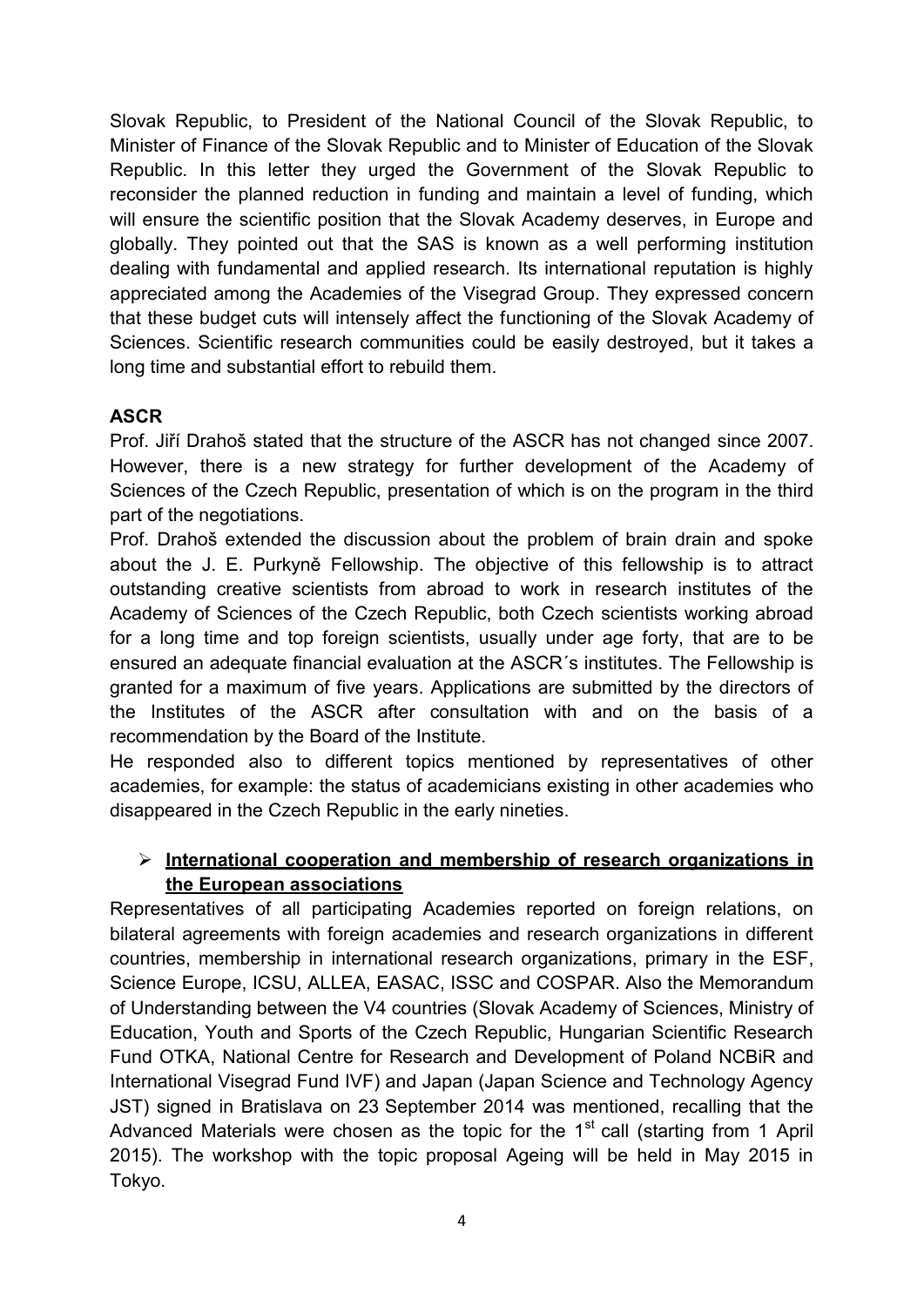Slovak Republic, to President of the National Council of the Slovak Republic, to Minister of Finance of the Slovak Republic and to Minister of Education of the Slovak Republic. In this letter they urged the Government of the Slovak Republic to reconsider the planned reduction in funding and maintain a level of funding, which will ensure the scientific position that the Slovak Academy deserves, in Europe and globally. They pointed out that the SAS is known as a well performing institution dealing with fundamental and applied research. Its international reputation is highly appreciated among the Academies of the Visegrad Group. They expressed concern that these budget cuts will intensely affect the functioning of the Slovak Academy of Sciences. Scientific research communities could be easily destroyed, but it takes a long time and substantial effort to rebuild them.

**ASCR**

Prof. Jiří Drahoš stated that the structure of the ASCR has not changed since 2007. However, there is a new strategy for further development of the Academy of Sciences of the Czech Republic, presentation of which is on the program in the third part of the negotiations.

Prof. Drahoš extended the discussion about the problem of brain drain and spoke about the J. E. Purkyně Fellowship. The objective of this fellowship is to attract outstanding creative scientists from abroad to work in research institutes of the Academy of Sciences of the Czech Republic, both Czech scientists working abroad for a long time and top foreign scientists, usually under age forty, that are to be ensured an adequate financial evaluation at the ASCR´s institutes. The Fellowship is granted for a maximum of five years. Applications are submitted by the directors of the Institutes of the ASCR after consultation with and on the basis of a recommendation by the Board of the Institute.

He responded also to different topics mentioned by representatives of other academies, for example: the status of academicians existing in other academies who disappeared in the Czech Republic in the early nineties.

- **International cooperation and membership of research organizations in the European associations**

Representatives of all participating Academies reported on foreign relations, on bilateral agreements with foreign academies and research organizations in different countries, membership in international research organizations, primary in the ESF, Science Europe, ICSU, ALLEA, EASAC, ISSC and COSPAR. Also the Memorandum of Understanding between the V4 countries (Slovak Academy of Sciences, Ministry of Education, Youth and Sports of the Czech Republic, Hungarian Scientific Research Fund OTKA, National Centre for Research and Development of Poland NCBiR and International Visegrad Fund IVF) and Japan (Japan Science and Technology Agency JST) signed in Bratislava on 23 September 2014 was mentioned, recalling that the Advanced Materials were chosen as the topic for the 1st call (starting from 1 April 2015). The workshop with the topic proposal Ageing will be held in May 2015 in Tokyo.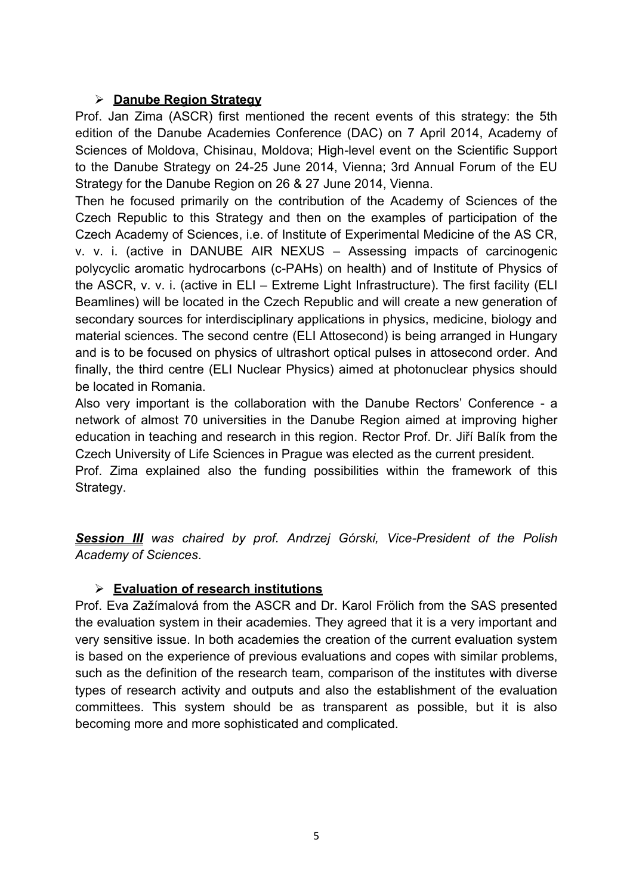- **Danube Region Strategy**

Prof. Jan Zima (ASCR) first mentioned the recent events of this strategy: the 5th edition of the Danube Academies Conference (DAC) on 7 April 2014, Academy of Sciences of Moldova, Chisinau, Moldova; High-level event on the Scientific Support to the Danube Strategy on 24-25 June 2014, Vienna; 3rd Annual Forum of the EU Strategy for the Danube Region on 26 & 27 June 2014, Vienna.

Then he focused primarily on the contribution of the Academy of Sciences of the Czech Republic to this Strategy and then on the examples of participation of the Czech Academy of Sciences, i.e. of Institute of Experimental Medicine of the AS CR, v. v. i. (active in DANUBE AIR NEXUS – Assessing impacts of carcinogenic polycyclic aromatic hydrocarbons (c-PAHs) on health) and of Institute of Physics of the ASCR, v. v. i. (active in ELI – Extreme Light Infrastructure). The first facility (ELI Beamlines) will be located in the Czech Republic and will create a new generation of secondary sources for interdisciplinary applications in physics, medicine, biology and material sciences. The second centre (ELI Attosecond) is being arranged in Hungary and is to be focused on physics of ultrashort optical pulses in attosecond order. And finally, the third centre (ELI Nuclear Physics) aimed at photonuclear physics should be located in Romania.

Also very important is the collaboration with the Danube Rectors' Conference - a network of almost 70 universities in the Danube Region aimed at improving higher education in teaching and research in this region. Rector Prof. Dr. Jiří Balík from the Czech University of Life Sciences in Prague was elected as the current president.

Prof. Zima explained also the funding possibilities within the framework of this Strategy.

***Session III*** *was chaired by prof. Andrzej Górski, Vice-President of the Polish Academy of Sciences*.

- **Evaluation of research institutions**

Prof. Eva Zažímalová from the ASCR and Dr. Karol Frölich from the SAS presented the evaluation system in their academies. They agreed that it is a very important and very sensitive issue. In both academies the creation of the current evaluation system is based on the experience of previous evaluations and copes with similar problems, such as the definition of the research team, comparison of the institutes with diverse types of research activity and outputs and also the establishment of the evaluation committees. This system should be as transparent as possible, but it is also becoming more and more sophisticated and complicated.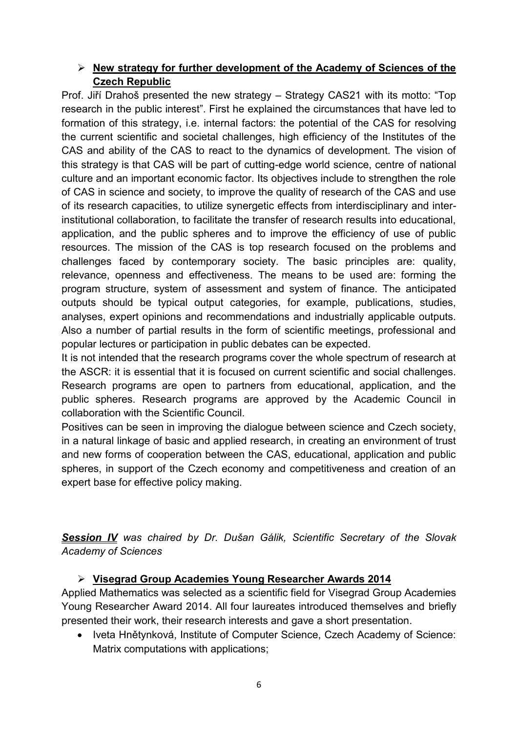- **New strategy for further development of the Academy of Sciences of the Czech Republic**

Prof. Jiří Drahoš presented the new strategy – Strategy CAS21 with its motto: "Top research in the public interest". First he explained the circumstances that have led to formation of this strategy, i.e. internal factors: the potential of the CAS for resolving the current scientific and societal challenges, high efficiency of the Institutes of the CAS and ability of the CAS to react to the dynamics of development. The vision of this strategy is that CAS will be part of cutting-edge world science, centre of national culture and an important economic factor. Its objectives include to strengthen the role of CAS in science and society, to improve the quality of research of the CAS and use of its research capacities, to utilize synergetic effects from interdisciplinary and inter-institutional collaboration, to facilitate the transfer of research results into educational, application, and the public spheres and to improve the efficiency of use of public resources. The mission of the CAS is top research focused on the problems and challenges faced by contemporary society. The basic principles are: quality, relevance, openness and effectiveness. The means to be used are: forming the program structure, system of assessment and system of finance. The anticipated outputs should be typical output categories, for example, publications, studies, analyses, expert opinions and recommendations and industrially applicable outputs. Also a number of partial results in the form of scientific meetings, professional and popular lectures or participation in public debates can be expected.

It is not intended that the research programs cover the whole spectrum of research at the ASCR: it is essential that it is focused on current scientific and social challenges. Research programs are open to partners from educational, application, and the public spheres. Research programs are approved by the Academic Council in collaboration with the Scientific Council.

Positives can be seen in improving the dialogue between science and Czech society, in a natural linkage of basic and applied research, in creating an environment of trust and new forms of cooperation between the CAS, educational, application and public spheres, in support of the Czech economy and competitiveness and creation of an expert base for effective policy making.

***Session IV*** *was chaired by Dr. Dušan Gálik, Scientific Secretary of the Slovak Academy of Sciences*

- **Visegrad Group Academies Young Researcher Awards 2014**

Applied Mathematics was selected as a scientific field for Visegrad Group Academies Young Researcher Award 2014. All four laureates introduced themselves and briefly presented their work, their research interests and gave a short presentation.

- Iveta Hnětynková, Institute of Computer Science, Czech Academy of Science: Matrix computations with applications;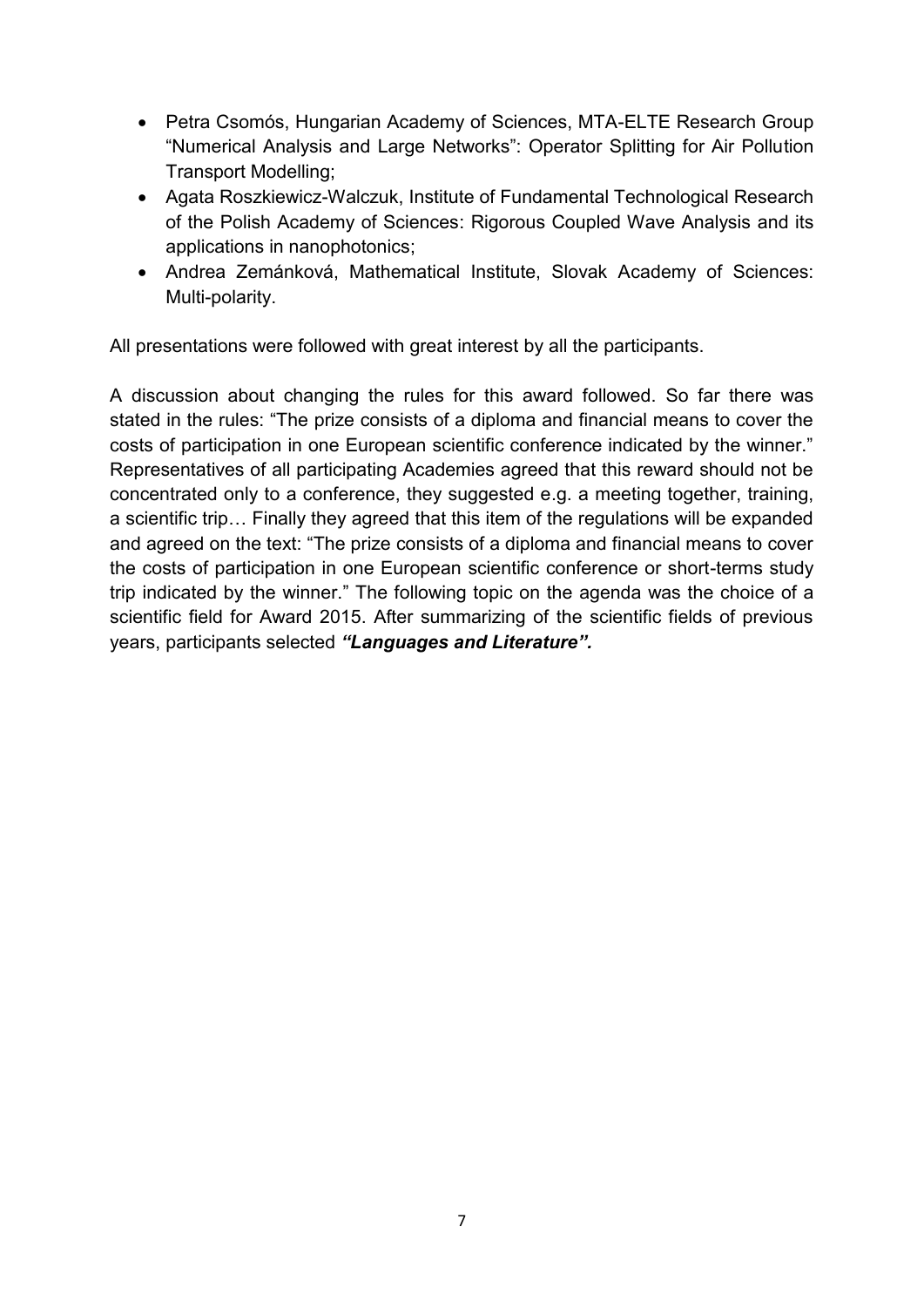- Petra Csomós, Hungarian Academy of Sciences, MTA-ELTE Research Group “Numerical Analysis and Large Networks”: Operator Splitting for Air Pollution Transport Modelling;
- Agata Roszkiewicz-Walczuk, Institute of Fundamental Technological Research of the Polish Academy of Sciences: Rigorous Coupled Wave Analysis and its applications in nanophotonics;
- Andrea Zemánková, Mathematical Institute, Slovak Academy of Sciences: Multi-polarity.

All presentations were followed with great interest by all the participants.

A discussion about changing the rules for this award followed. So far there was stated in the rules: “The prize consists of a diploma and financial means to cover the costs of participation in one European scientific conference indicated by the winner.” Representatives of all participating Academies agreed that this reward should not be concentrated only to a conference, they suggested e.g. a meeting together, training, a scientific trip… Finally they agreed that this item of the regulations will be expanded and agreed on the text: “The prize consists of a diploma and financial means to cover the costs of participation in one European scientific conference or short-terms study trip indicated by the winner.” The following topic on the agenda was the choice of a scientific field for Award 2015. After summarizing of the scientific fields of previous years, participants selected ***“Languages and Literature”.***